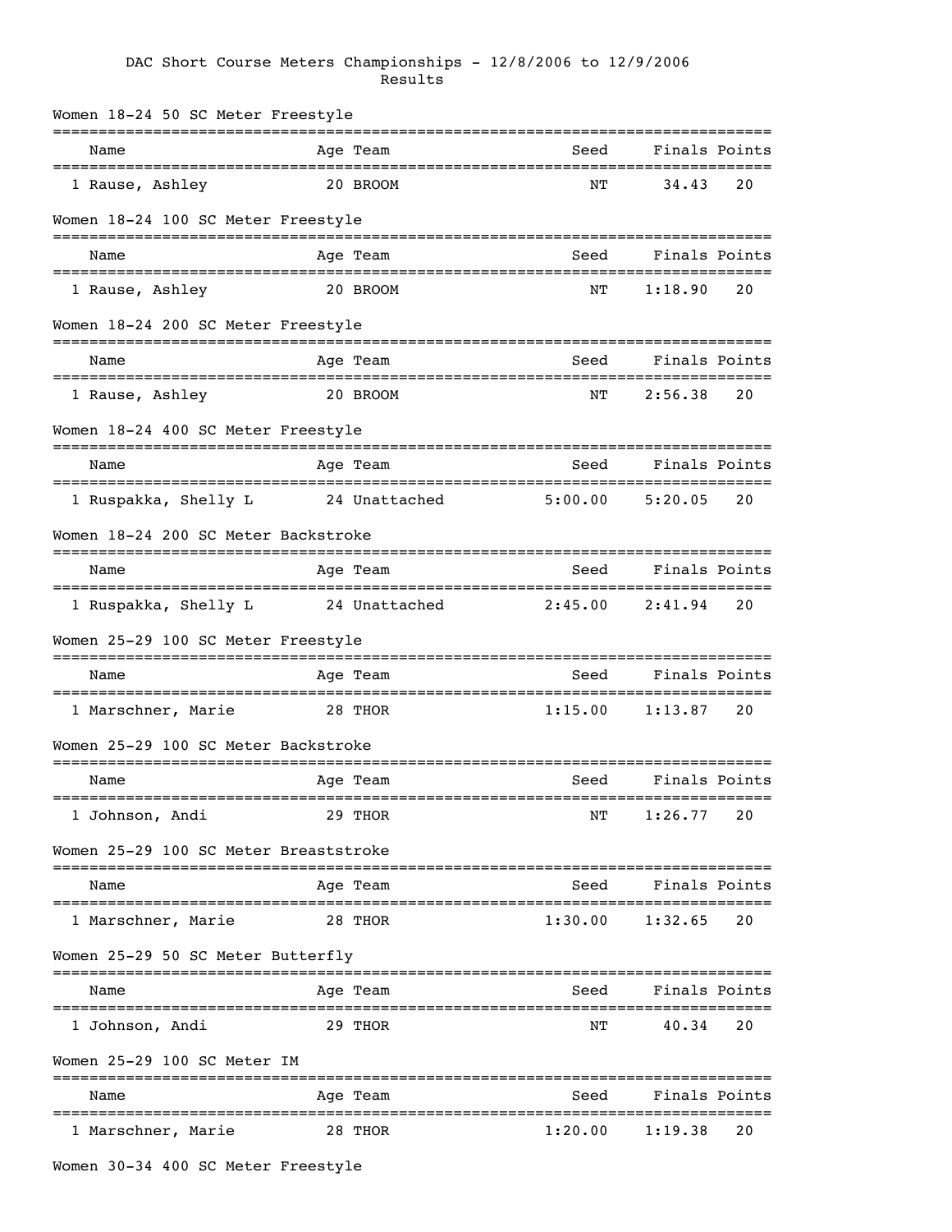# DAC Short Course Meters Championships - 12/8/2006 to 12/9/2006

Results

## Women 18-24 50 SC Meter Freestyle

| | Name | Age | Team | Seed | Finals | Points |
|---|---|---|---|---|---|---|
| 1 | Rause, Ashley | 20 | BROOM | NT | 34.43 | 20 |

## Women 18-24 100 SC Meter Freestyle

| | Name | Age | Team | Seed | Finals | Points |
|---|---|---|---|---|---|---|
| 1 | Rause, Ashley | 20 | BROOM | NT | 1:18.90 | 20 |

## Women 18-24 200 SC Meter Freestyle

| | Name | Age | Team | Seed | Finals | Points |
|---|---|---|---|---|---|---|
| 1 | Rause, Ashley | 20 | BROOM | NT | 2:56.38 | 20 |

## Women 18-24 400 SC Meter Freestyle

| | Name | Age | Team | Seed | Finals | Points |
|---|---|---|---|---|---|---|
| 1 | Ruspakka, Shelly L | 24 | Unattached | 5:00.00 | 5:20.05 | 20 |

## Women 18-24 200 SC Meter Backstroke

| | Name | Age | Team | Seed | Finals | Points |
|---|---|---|---|---|---|---|
| 1 | Ruspakka, Shelly L | 24 | Unattached | 2:45.00 | 2:41.94 | 20 |

## Women 25-29 100 SC Meter Freestyle

| | Name | Age | Team | Seed | Finals | Points |
|---|---|---|---|---|---|---|
| 1 | Marschner, Marie | 28 | THOR | 1:15.00 | 1:13.87 | 20 |

## Women 25-29 100 SC Meter Backstroke

| | Name | Age | Team | Seed | Finals | Points |
|---|---|---|---|---|---|---|
| 1 | Johnson, Andi | 29 | THOR | NT | 1:26.77 | 20 |

## Women 25-29 100 SC Meter Breaststroke

| | Name | Age | Team | Seed | Finals | Points |
|---|---|---|---|---|---|---|
| 1 | Marschner, Marie | 28 | THOR | 1:30.00 | 1:32.65 | 20 |

## Women 25-29 50 SC Meter Butterfly

| | Name | Age | Team | Seed | Finals | Points |
|---|---|---|---|---|---|---|
| 1 | Johnson, Andi | 29 | THOR | NT | 40.34 | 20 |

## Women 25-29 100 SC Meter IM

| | Name | Age | Team | Seed | Finals | Points |
|---|---|---|---|---|---|---|
| 1 | Marschner, Marie | 28 | THOR | 1:20.00 | 1:19.38 | 20 |

## Women 30-34 400 SC Meter Freestyle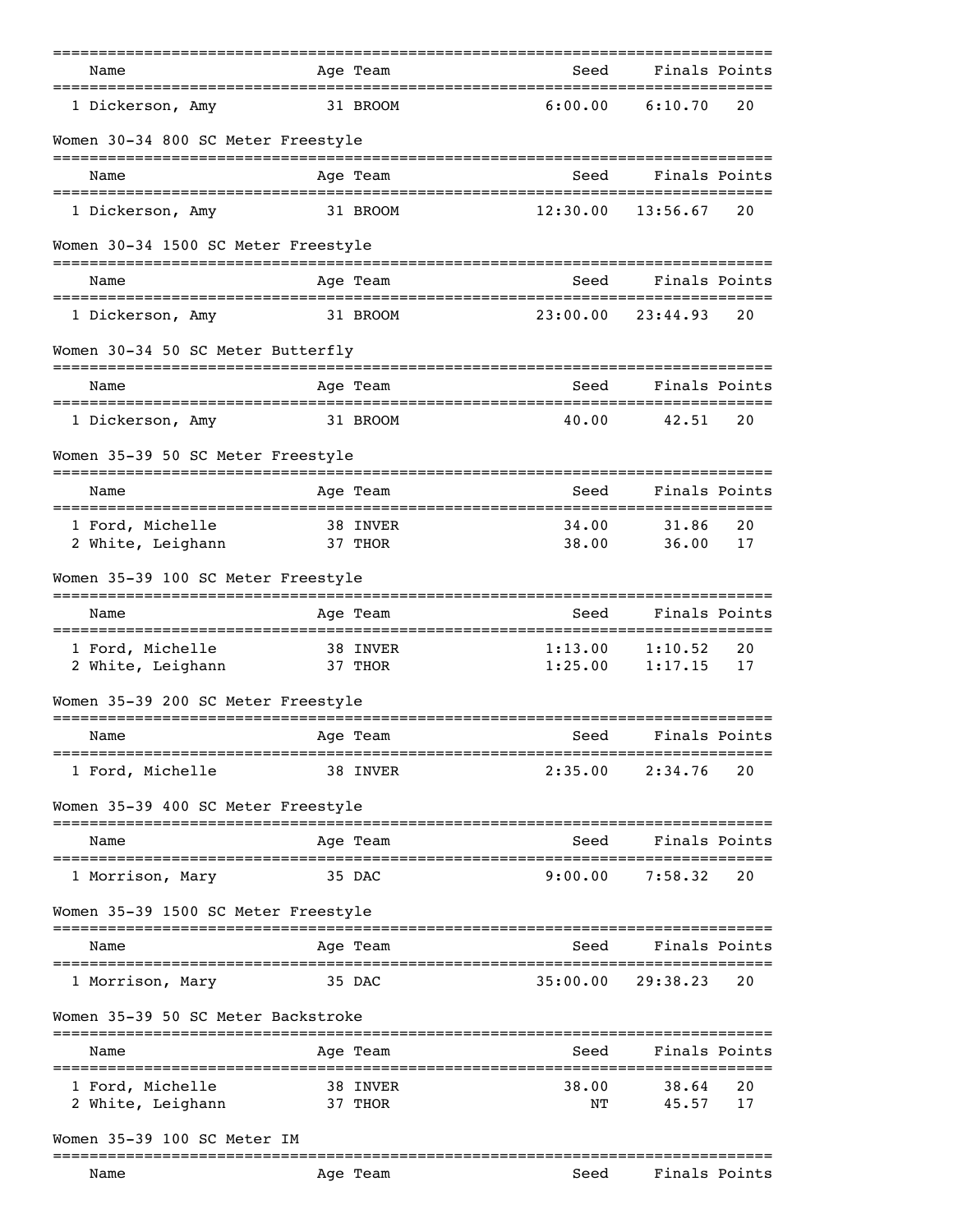| Name | Age | Team | Seed | Finals | Points |
|---|---|---|---|---|---|
| 1 Dickerson, Amy | 31 | BROOM | 6:00.00 | 6:10.70 | 20 |

Women 30-34 800 SC Meter Freestyle

| Name | Age | Team | Seed | Finals | Points |
|---|---|---|---|---|---|
| 1 Dickerson, Amy | 31 | BROOM | 12:30.00 | 13:56.67 | 20 |

Women 30-34 1500 SC Meter Freestyle

| Name | Age | Team | Seed | Finals | Points |
|---|---|---|---|---|---|
| 1 Dickerson, Amy | 31 | BROOM | 23:00.00 | 23:44.93 | 20 |

Women 30-34 50 SC Meter Butterfly

| Name | Age | Team | Seed | Finals | Points |
|---|---|---|---|---|---|
| 1 Dickerson, Amy | 31 | BROOM | 40.00 | 42.51 | 20 |

Women 35-39 50 SC Meter Freestyle

| Name | Age | Team | Seed | Finals | Points |
|---|---|---|---|---|---|
| 1 Ford, Michelle | 38 | INVER | 34.00 | 31.86 | 20 |
| 2 White, Leighann | 37 | THOR | 38.00 | 36.00 | 17 |

Women 35-39 100 SC Meter Freestyle

| Name | Age | Team | Seed | Finals | Points |
|---|---|---|---|---|---|
| 1 Ford, Michelle | 38 | INVER | 1:13.00 | 1:10.52 | 20 |
| 2 White, Leighann | 37 | THOR | 1:25.00 | 1:17.15 | 17 |

Women 35-39 200 SC Meter Freestyle

| Name | Age | Team | Seed | Finals | Points |
|---|---|---|---|---|---|
| 1 Ford, Michelle | 38 | INVER | 2:35.00 | 2:34.76 | 20 |

Women 35-39 400 SC Meter Freestyle

| Name | Age | Team | Seed | Finals | Points |
|---|---|---|---|---|---|
| 1 Morrison, Mary | 35 | DAC | 9:00.00 | 7:58.32 | 20 |

Women 35-39 1500 SC Meter Freestyle

| Name | Age | Team | Seed | Finals | Points |
|---|---|---|---|---|---|
| 1 Morrison, Mary | 35 | DAC | 35:00.00 | 29:38.23 | 20 |

Women 35-39 50 SC Meter Backstroke

| Name | Age | Team | Seed | Finals | Points |
|---|---|---|---|---|---|
| 1 Ford, Michelle | 38 | INVER | 38.00 | 38.64 | 20 |
| 2 White, Leighann | 37 | THOR | NT | 45.57 | 17 |

Women 35-39 100 SC Meter IM

| Name | Age | Team | Seed | Finals | Points |
|---|---|---|---|---|---|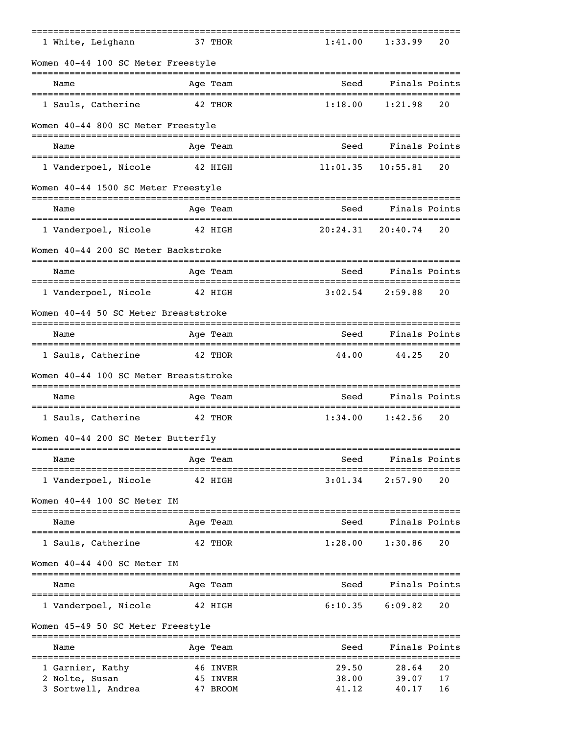| Name | Age | Team | Seed | Finals | Points |
|---|---|---|---|---|---|
| 1 White, Leighann | 37 | THOR | 1:41.00 | 1:33.99 | 20 |

Women 40-44 100 SC Meter Freestyle

| Name | Age | Team | Seed | Finals | Points |
|---|---|---|---|---|---|
| 1 Sauls, Catherine | 42 | THOR | 1:18.00 | 1:21.98 | 20 |

Women 40-44 800 SC Meter Freestyle

| Name | Age | Team | Seed | Finals | Points |
|---|---|---|---|---|---|
| 1 Vanderpoel, Nicole | 42 | HIGH | 11:01.35 | 10:55.81 | 20 |

Women 40-44 1500 SC Meter Freestyle

| Name | Age | Team | Seed | Finals | Points |
|---|---|---|---|---|---|
| 1 Vanderpoel, Nicole | 42 | HIGH | 20:24.31 | 20:40.74 | 20 |

Women 40-44 200 SC Meter Backstroke

| Name | Age | Team | Seed | Finals | Points |
|---|---|---|---|---|---|
| 1 Vanderpoel, Nicole | 42 | HIGH | 3:02.54 | 2:59.88 | 20 |

Women 40-44 50 SC Meter Breaststroke

| Name | Age | Team | Seed | Finals | Points |
|---|---|---|---|---|---|
| 1 Sauls, Catherine | 42 | THOR | 44.00 | 44.25 | 20 |

Women 40-44 100 SC Meter Breaststroke

| Name | Age | Team | Seed | Finals | Points |
|---|---|---|---|---|---|
| 1 Sauls, Catherine | 42 | THOR | 1:34.00 | 1:42.56 | 20 |

Women 40-44 200 SC Meter Butterfly

| Name | Age | Team | Seed | Finals | Points |
|---|---|---|---|---|---|
| 1 Vanderpoel, Nicole | 42 | HIGH | 3:01.34 | 2:57.90 | 20 |

Women 40-44 100 SC Meter IM

| Name | Age | Team | Seed | Finals | Points |
|---|---|---|---|---|---|
| 1 Sauls, Catherine | 42 | THOR | 1:28.00 | 1:30.86 | 20 |

Women 40-44 400 SC Meter IM

| Name | Age | Team | Seed | Finals | Points |
|---|---|---|---|---|---|
| 1 Vanderpoel, Nicole | 42 | HIGH | 6:10.35 | 6:09.82 | 20 |

Women 45-49 50 SC Meter Freestyle

| Name | Age | Team | Seed | Finals | Points |
|---|---|---|---|---|---|
| 1 Garnier, Kathy | 46 | INVER | 29.50 | 28.64 | 20 |
| 2 Nolte, Susan | 45 | INVER | 38.00 | 39.07 | 17 |
| 3 Sortwell, Andrea | 47 | BROOM | 41.12 | 40.17 | 16 |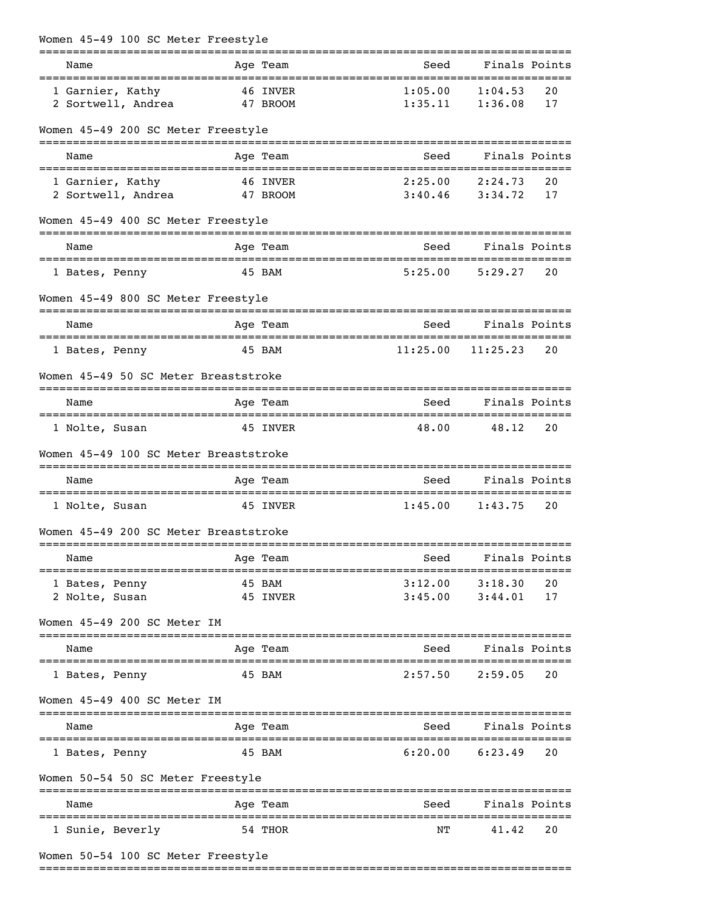Women 45-49 100 SC Meter Freestyle

| | Name | Age | Team | Seed | Finals | Points |
|---|---|---|---|---|---|---|
| 1 | Garnier, Kathy | 46 | INVER | 1:05.00 | 1:04.53 | 20 |
| 2 | Sortwell, Andrea | 47 | BROOM | 1:35.11 | 1:36.08 | 17 |

Women 45-49 200 SC Meter Freestyle

| | Name | Age | Team | Seed | Finals | Points |
|---|---|---|---|---|---|---|
| 1 | Garnier, Kathy | 46 | INVER | 2:25.00 | 2:24.73 | 20 |
| 2 | Sortwell, Andrea | 47 | BROOM | 3:40.46 | 3:34.72 | 17 |

Women 45-49 400 SC Meter Freestyle

| | Name | Age | Team | Seed | Finals | Points |
|---|---|---|---|---|---|---|
| 1 | Bates, Penny | 45 | BAM | 5:25.00 | 5:29.27 | 20 |

Women 45-49 800 SC Meter Freestyle

| | Name | Age | Team | Seed | Finals | Points |
|---|---|---|---|---|---|---|
| 1 | Bates, Penny | 45 | BAM | 11:25.00 | 11:25.23 | 20 |

Women 45-49 50 SC Meter Breaststroke

| | Name | Age | Team | Seed | Finals | Points |
|---|---|---|---|---|---|---|
| 1 | Nolte, Susan | 45 | INVER | 48.00 | 48.12 | 20 |

Women 45-49 100 SC Meter Breaststroke

| | Name | Age | Team | Seed | Finals | Points |
|---|---|---|---|---|---|---|
| 1 | Nolte, Susan | 45 | INVER | 1:45.00 | 1:43.75 | 20 |

Women 45-49 200 SC Meter Breaststroke

| | Name | Age | Team | Seed | Finals | Points |
|---|---|---|---|---|---|---|
| 1 | Bates, Penny | 45 | BAM | 3:12.00 | 3:18.30 | 20 |
| 2 | Nolte, Susan | 45 | INVER | 3:45.00 | 3:44.01 | 17 |

Women 45-49 200 SC Meter IM

| | Name | Age | Team | Seed | Finals | Points |
|---|---|---|---|---|---|---|
| 1 | Bates, Penny | 45 | BAM | 2:57.50 | 2:59.05 | 20 |

Women 45-49 400 SC Meter IM

| | Name | Age | Team | Seed | Finals | Points |
|---|---|---|---|---|---|---|
| 1 | Bates, Penny | 45 | BAM | 6:20.00 | 6:23.49 | 20 |

Women 50-54 50 SC Meter Freestyle

| | Name | Age | Team | Seed | Finals | Points |
|---|---|---|---|---|---|---|
| 1 | Sunie, Beverly | 54 | THOR | NT | 41.42 | 20 |

Women 50-54 100 SC Meter Freestyle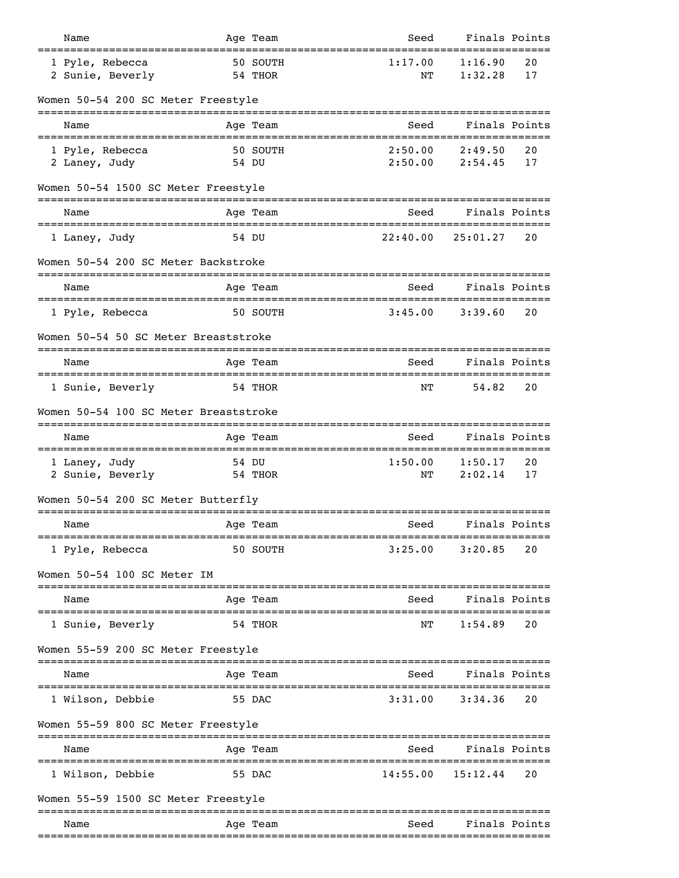| Name | Age | Team | Seed | Finals | Points |
|---|---|---|---|---|---|
| 1 Pyle, Rebecca | 50 | SOUTH | 1:17.00 | 1:16.90 | 20 |
| 2 Sunie, Beverly | 54 | THOR | NT | 1:32.28 | 17 |

## Women 50-54 200 SC Meter Freestyle

| Name | Age | Team | Seed | Finals | Points |
|---|---|---|---|---|---|
| 1 Pyle, Rebecca | 50 | SOUTH | 2:50.00 | 2:49.50 | 20 |
| 2 Laney, Judy | 54 | DU | 2:50.00 | 2:54.45 | 17 |

## Women 50-54 1500 SC Meter Freestyle

| Name | Age | Team | Seed | Finals | Points |
|---|---|---|---|---|---|
| 1 Laney, Judy | 54 | DU | 22:40.00 | 25:01.27 | 20 |

## Women 50-54 200 SC Meter Backstroke

| Name | Age | Team | Seed | Finals | Points |
|---|---|---|---|---|---|
| 1 Pyle, Rebecca | 50 | SOUTH | 3:45.00 | 3:39.60 | 20 |

## Women 50-54 50 SC Meter Breaststroke

| Name | Age | Team | Seed | Finals | Points |
|---|---|---|---|---|---|
| 1 Sunie, Beverly | 54 | THOR | NT | 54.82 | 20 |

## Women 50-54 100 SC Meter Breaststroke

| Name | Age | Team | Seed | Finals | Points |
|---|---|---|---|---|---|
| 1 Laney, Judy | 54 | DU | 1:50.00 | 1:50.17 | 20 |
| 2 Sunie, Beverly | 54 | THOR | NT | 2:02.14 | 17 |

## Women 50-54 200 SC Meter Butterfly

| Name | Age | Team | Seed | Finals | Points |
|---|---|---|---|---|---|
| 1 Pyle, Rebecca | 50 | SOUTH | 3:25.00 | 3:20.85 | 20 |

## Women 50-54 100 SC Meter IM

| Name | Age | Team | Seed | Finals | Points |
|---|---|---|---|---|---|
| 1 Sunie, Beverly | 54 | THOR | NT | 1:54.89 | 20 |

## Women 55-59 200 SC Meter Freestyle

| Name | Age | Team | Seed | Finals | Points |
|---|---|---|---|---|---|
| 1 Wilson, Debbie | 55 | DAC | 3:31.00 | 3:34.36 | 20 |

## Women 55-59 800 SC Meter Freestyle

| Name | Age | Team | Seed | Finals | Points |
|---|---|---|---|---|---|
| 1 Wilson, Debbie | 55 | DAC | 14:55.00 | 15:12.44 | 20 |

## Women 55-59 1500 SC Meter Freestyle

| Name | Age | Team | Seed | Finals | Points |
|---|---|---|---|---|---|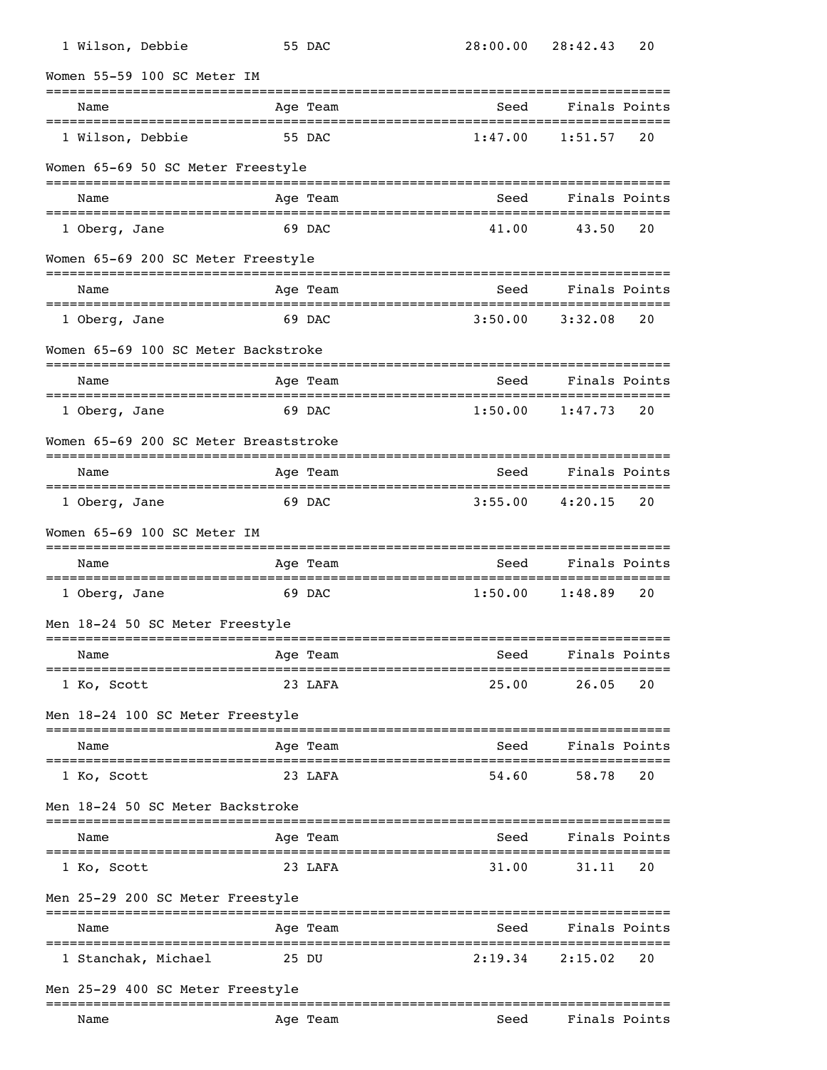| | Name | Age | Team | Seed | Finals | Points |
|---|---|---|---|---|---|---|
| 1 | Wilson, Debbie | 55 | DAC | 28:00.00 | 28:42.43 | 20 |

Women 55-59 100 SC Meter IM

| | Name | Age | Team | Seed | Finals | Points |
|---|---|---|---|---|---|---|
| 1 | Wilson, Debbie | 55 | DAC | 1:47.00 | 1:51.57 | 20 |

Women 65-69 50 SC Meter Freestyle

| | Name | Age | Team | Seed | Finals | Points |
|---|---|---|---|---|---|---|
| 1 | Oberg, Jane | 69 | DAC | 41.00 | 43.50 | 20 |

Women 65-69 200 SC Meter Freestyle

| | Name | Age | Team | Seed | Finals | Points |
|---|---|---|---|---|---|---|
| 1 | Oberg, Jane | 69 | DAC | 3:50.00 | 3:32.08 | 20 |

Women 65-69 100 SC Meter Backstroke

| | Name | Age | Team | Seed | Finals | Points |
|---|---|---|---|---|---|---|
| 1 | Oberg, Jane | 69 | DAC | 1:50.00 | 1:47.73 | 20 |

Women 65-69 200 SC Meter Breaststroke

| | Name | Age | Team | Seed | Finals | Points |
|---|---|---|---|---|---|---|
| 1 | Oberg, Jane | 69 | DAC | 3:55.00 | 4:20.15 | 20 |

Women 65-69 100 SC Meter IM

| | Name | Age | Team | Seed | Finals | Points |
|---|---|---|---|---|---|---|
| 1 | Oberg, Jane | 69 | DAC | 1:50.00 | 1:48.89 | 20 |

Men 18-24 50 SC Meter Freestyle

| | Name | Age | Team | Seed | Finals | Points |
|---|---|---|---|---|---|---|
| 1 | Ko, Scott | 23 | LAFA | 25.00 | 26.05 | 20 |

Men 18-24 100 SC Meter Freestyle

| | Name | Age | Team | Seed | Finals | Points |
|---|---|---|---|---|---|---|
| 1 | Ko, Scott | 23 | LAFA | 54.60 | 58.78 | 20 |

Men 18-24 50 SC Meter Backstroke

| | Name | Age | Team | Seed | Finals | Points |
|---|---|---|---|---|---|---|
| 1 | Ko, Scott | 23 | LAFA | 31.00 | 31.11 | 20 |

Men 25-29 200 SC Meter Freestyle

| | Name | Age | Team | Seed | Finals | Points |
|---|---|---|---|---|---|---|
| 1 | Stanchak, Michael | 25 | DU | 2:19.34 | 2:15.02 | 20 |

Men 25-29 400 SC Meter Freestyle

| | Name | Age | Team | Seed | Finals | Points |
|---|---|---|---|---|---|---|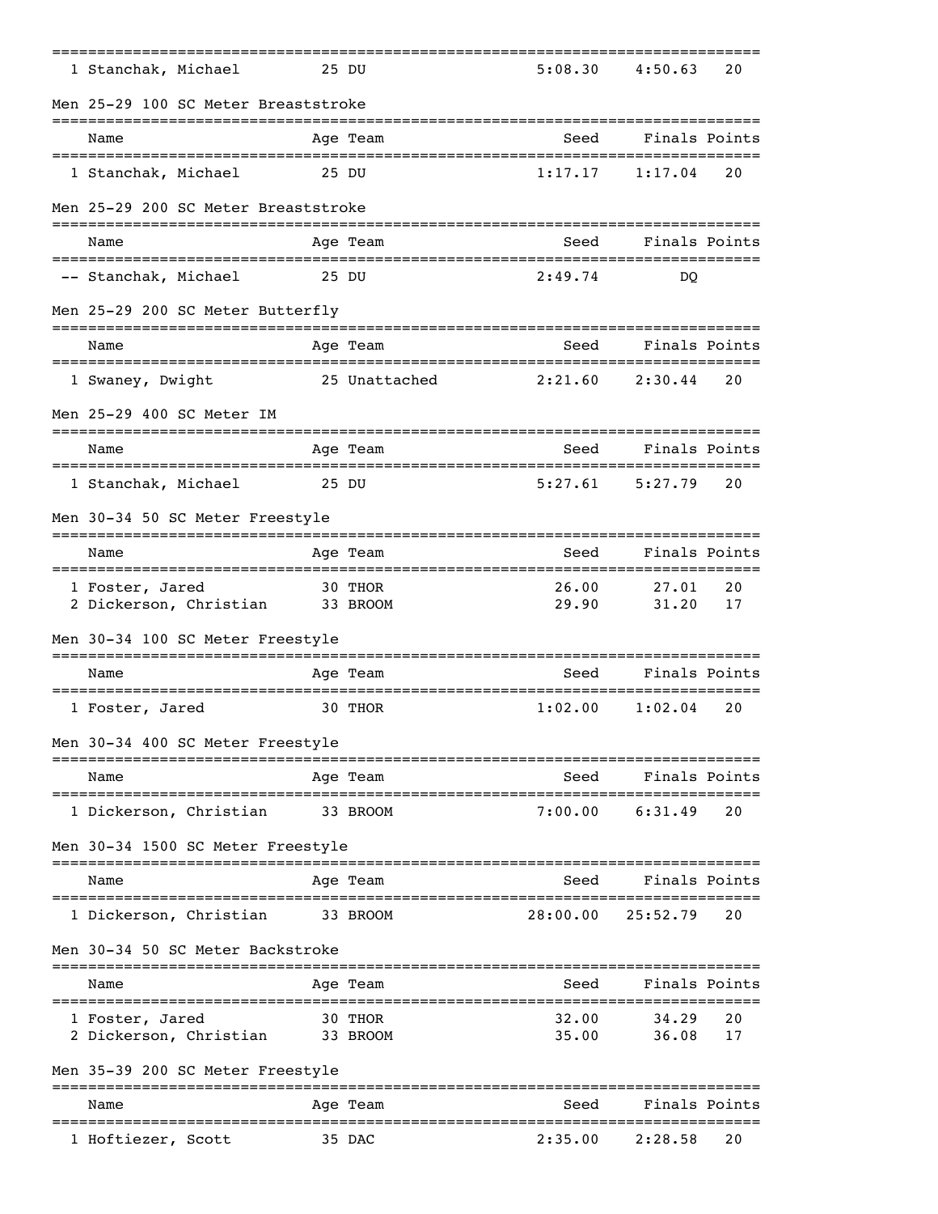| Name | Age | Team | Seed | Finals | Points |
|---|---|---|---|---|---|
| 1 Stanchak, Michael | 25 | DU | 5:08.30 | 4:50.63 | 20 |

### Men 25-29 100 SC Meter Breaststroke

| Name | Age | Team | Seed | Finals | Points |
|---|---|---|---|---|---|
| 1 Stanchak, Michael | 25 | DU | 1:17.17 | 1:17.04 | 20 |

### Men 25-29 200 SC Meter Breaststroke

| Name | Age | Team | Seed | Finals | Points |
|---|---|---|---|---|---|
| -- Stanchak, Michael | 25 | DU | 2:49.74 | DQ | |

### Men 25-29 200 SC Meter Butterfly

| Name | Age | Team | Seed | Finals | Points |
|---|---|---|---|---|---|
| 1 Swaney, Dwight | 25 | Unattached | 2:21.60 | 2:30.44 | 20 |

### Men 25-29 400 SC Meter IM

| Name | Age | Team | Seed | Finals | Points |
|---|---|---|---|---|---|
| 1 Stanchak, Michael | 25 | DU | 5:27.61 | 5:27.79 | 20 |

### Men 30-34 50 SC Meter Freestyle

| Name | Age | Team | Seed | Finals | Points |
|---|---|---|---|---|---|
| 1 Foster, Jared | 30 | THOR | 26.00 | 27.01 | 20 |
| 2 Dickerson, Christian | 33 | BROOM | 29.90 | 31.20 | 17 |

### Men 30-34 100 SC Meter Freestyle

| Name | Age | Team | Seed | Finals | Points |
|---|---|---|---|---|---|
| 1 Foster, Jared | 30 | THOR | 1:02.00 | 1:02.04 | 20 |

### Men 30-34 400 SC Meter Freestyle

| Name | Age | Team | Seed | Finals | Points |
|---|---|---|---|---|---|
| 1 Dickerson, Christian | 33 | BROOM | 7:00.00 | 6:31.49 | 20 |

### Men 30-34 1500 SC Meter Freestyle

| Name | Age | Team | Seed | Finals | Points |
|---|---|---|---|---|---|
| 1 Dickerson, Christian | 33 | BROOM | 28:00.00 | 25:52.79 | 20 |

### Men 30-34 50 SC Meter Backstroke

| Name | Age | Team | Seed | Finals | Points |
|---|---|---|---|---|---|
| 1 Foster, Jared | 30 | THOR | 32.00 | 34.29 | 20 |
| 2 Dickerson, Christian | 33 | BROOM | 35.00 | 36.08 | 17 |

### Men 35-39 200 SC Meter Freestyle

| Name | Age | Team | Seed | Finals | Points |
|---|---|---|---|---|---|
| 1 Hoftiezer, Scott | 35 | DAC | 2:35.00 | 2:28.58 | 20 |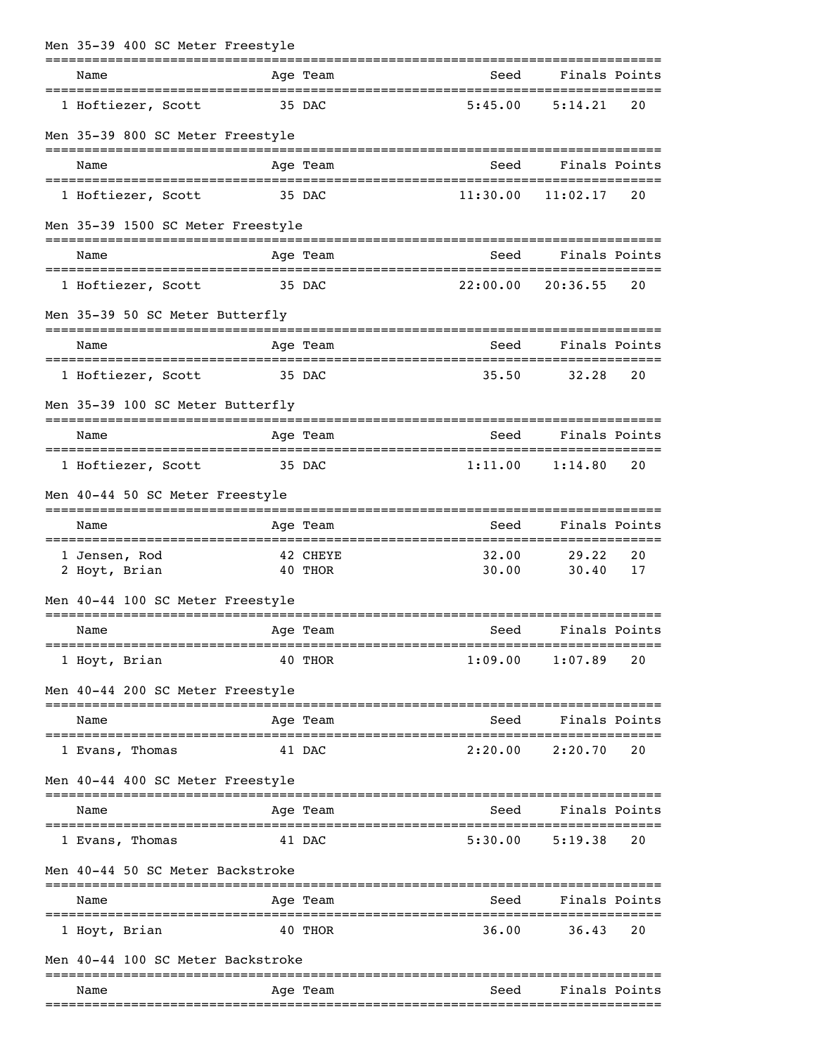### Men 35-39 400 SC Meter Freestyle

| | Name | Age | Team | Seed | Finals | Points |
|---|---|---|---|---|---|---|
| 1 | Hoftiezer, Scott | 35 | DAC | 5:45.00 | 5:14.21 | 20 |

### Men 35-39 800 SC Meter Freestyle

| | Name | Age | Team | Seed | Finals | Points |
|---|---|---|---|---|---|---|
| 1 | Hoftiezer, Scott | 35 | DAC | 11:30.00 | 11:02.17 | 20 |

### Men 35-39 1500 SC Meter Freestyle

| | Name | Age | Team | Seed | Finals | Points |
|---|---|---|---|---|---|---|
| 1 | Hoftiezer, Scott | 35 | DAC | 22:00.00 | 20:36.55 | 20 |

### Men 35-39 50 SC Meter Butterfly

| | Name | Age | Team | Seed | Finals | Points |
|---|---|---|---|---|---|---|
| 1 | Hoftiezer, Scott | 35 | DAC | 35.50 | 32.28 | 20 |

### Men 35-39 100 SC Meter Butterfly

| | Name | Age | Team | Seed | Finals | Points |
|---|---|---|---|---|---|---|
| 1 | Hoftiezer, Scott | 35 | DAC | 1:11.00 | 1:14.80 | 20 |

### Men 40-44 50 SC Meter Freestyle

| | Name | Age | Team | Seed | Finals | Points |
|---|---|---|---|---|---|---|
| 1 | Jensen, Rod | 42 | CHEYE | 32.00 | 29.22 | 20 |
| 2 | Hoyt, Brian | 40 | THOR | 30.00 | 30.40 | 17 |

### Men 40-44 100 SC Meter Freestyle

| | Name | Age | Team | Seed | Finals | Points |
|---|---|---|---|---|---|---|
| 1 | Hoyt, Brian | 40 | THOR | 1:09.00 | 1:07.89 | 20 |

### Men 40-44 200 SC Meter Freestyle

| | Name | Age | Team | Seed | Finals | Points |
|---|---|---|---|---|---|---|
| 1 | Evans, Thomas | 41 | DAC | 2:20.00 | 2:20.70 | 20 |

### Men 40-44 400 SC Meter Freestyle

| | Name | Age | Team | Seed | Finals | Points |
|---|---|---|---|---|---|---|
| 1 | Evans, Thomas | 41 | DAC | 5:30.00 | 5:19.38 | 20 |

### Men 40-44 50 SC Meter Backstroke

| | Name | Age | Team | Seed | Finals | Points |
|---|---|---|---|---|---|---|
| 1 | Hoyt, Brian | 40 | THOR | 36.00 | 36.43 | 20 |

### Men 40-44 100 SC Meter Backstroke

| | Name | Age | Team | Seed | Finals | Points |
|---|---|---|---|---|---|---|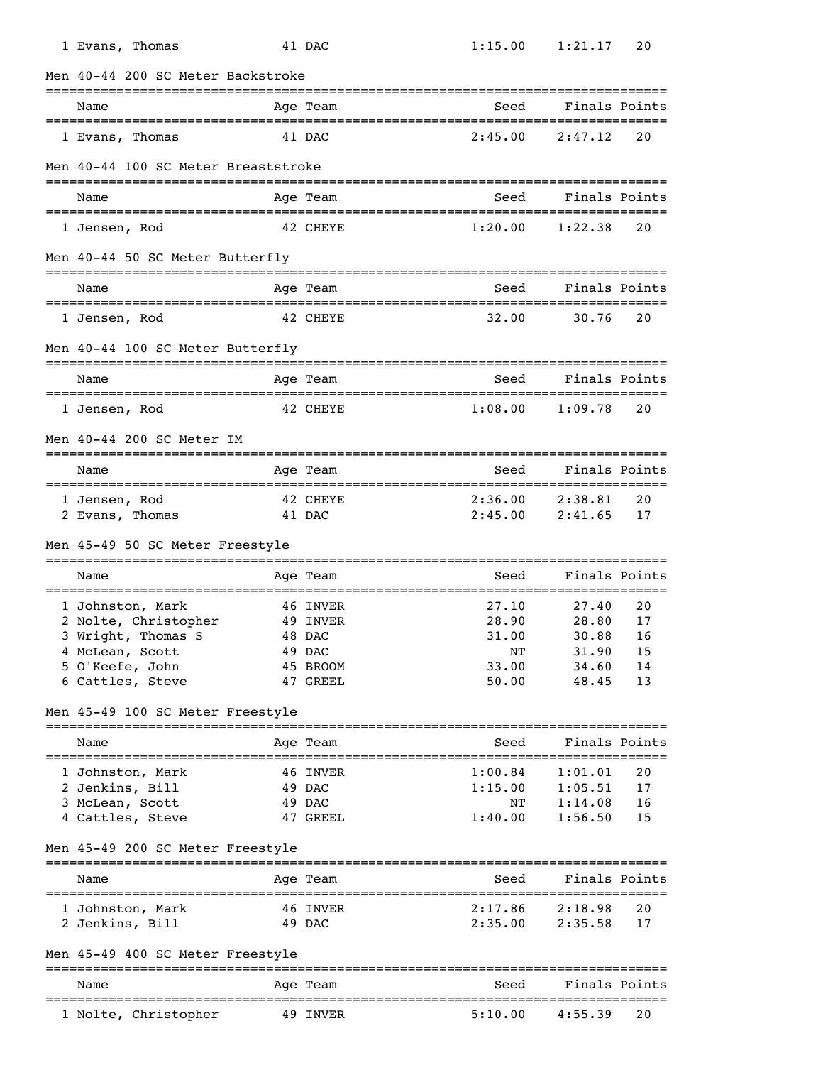| | Name | Age | Team | Seed | Finals | Points |
|---|---|---|---|---|---|---|
| 1 | Evans, Thomas | 41 | DAC | 1:15.00 | 1:21.17 | 20 |

### Men 40-44 200 SC Meter Backstroke

| | Name | Age | Team | Seed | Finals | Points |
|---|---|---|---|---|---|---|
| 1 | Evans, Thomas | 41 | DAC | 2:45.00 | 2:47.12 | 20 |

### Men 40-44 100 SC Meter Breaststroke

| | Name | Age | Team | Seed | Finals | Points |
|---|---|---|---|---|---|---|
| 1 | Jensen, Rod | 42 | CHEYE | 1:20.00 | 1:22.38 | 20 |

### Men 40-44 50 SC Meter Butterfly

| | Name | Age | Team | Seed | Finals | Points |
|---|---|---|---|---|---|---|
| 1 | Jensen, Rod | 42 | CHEYE | 32.00 | 30.76 | 20 |

### Men 40-44 100 SC Meter Butterfly

| | Name | Age | Team | Seed | Finals | Points |
|---|---|---|---|---|---|---|
| 1 | Jensen, Rod | 42 | CHEYE | 1:08.00 | 1:09.78 | 20 |

### Men 40-44 200 SC Meter IM

| | Name | Age | Team | Seed | Finals | Points |
|---|---|---|---|---|---|---|
| 1 | Jensen, Rod | 42 | CHEYE | 2:36.00 | 2:38.81 | 20 |
| 2 | Evans, Thomas | 41 | DAC | 2:45.00 | 2:41.65 | 17 |

### Men 45-49 50 SC Meter Freestyle

| | Name | Age | Team | Seed | Finals | Points |
|---|---|---|---|---|---|---|
| 1 | Johnston, Mark | 46 | INVER | 27.10 | 27.40 | 20 |
| 2 | Nolte, Christopher | 49 | INVER | 28.90 | 28.80 | 17 |
| 3 | Wright, Thomas S | 48 | DAC | 31.00 | 30.88 | 16 |
| 4 | McLean, Scott | 49 | DAC | NT | 31.90 | 15 |
| 5 | O'Keefe, John | 45 | BROOM | 33.00 | 34.60 | 14 |
| 6 | Cattles, Steve | 47 | GREEL | 50.00 | 48.45 | 13 |

### Men 45-49 100 SC Meter Freestyle

| | Name | Age | Team | Seed | Finals | Points |
|---|---|---|---|---|---|---|
| 1 | Johnston, Mark | 46 | INVER | 1:00.84 | 1:01.01 | 20 |
| 2 | Jenkins, Bill | 49 | DAC | 1:15.00 | 1:05.51 | 17 |
| 3 | McLean, Scott | 49 | DAC | NT | 1:14.08 | 16 |
| 4 | Cattles, Steve | 47 | GREEL | 1:40.00 | 1:56.50 | 15 |

### Men 45-49 200 SC Meter Freestyle

| | Name | Age | Team | Seed | Finals | Points |
|---|---|---|---|---|---|---|
| 1 | Johnston, Mark | 46 | INVER | 2:17.86 | 2:18.98 | 20 |
| 2 | Jenkins, Bill | 49 | DAC | 2:35.00 | 2:35.58 | 17 |

### Men 45-49 400 SC Meter Freestyle

| | Name | Age | Team | Seed | Finals | Points |
|---|---|---|---|---|---|---|
| 1 | Nolte, Christopher | 49 | INVER | 5:10.00 | 4:55.39 | 20 |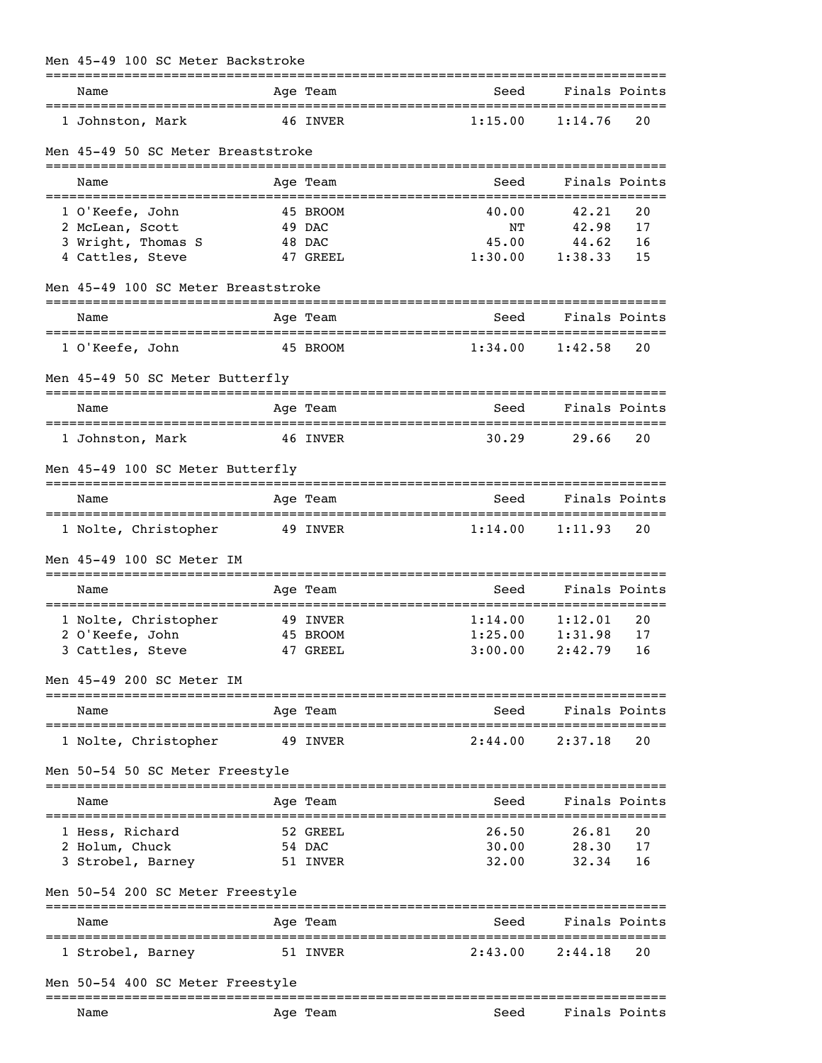### Men 45-49 100 SC Meter Backstroke

| | Name | Age | Team | Seed | Finals | Points |
|---|---|---|---|---|---|---|
| 1 | Johnston, Mark | 46 | INVER | 1:15.00 | 1:14.76 | 20 |

### Men 45-49 50 SC Meter Breaststroke

| | Name | Age | Team | Seed | Finals | Points |
|---|---|---|---|---|---|---|
| 1 | O'Keefe, John | 45 | BROOM | 40.00 | 42.21 | 20 |
| 2 | McLean, Scott | 49 | DAC | NT | 42.98 | 17 |
| 3 | Wright, Thomas S | 48 | DAC | 45.00 | 44.62 | 16 |
| 4 | Cattles, Steve | 47 | GREEL | 1:30.00 | 1:38.33 | 15 |

### Men 45-49 100 SC Meter Breaststroke

| | Name | Age | Team | Seed | Finals | Points |
|---|---|---|---|---|---|---|
| 1 | O'Keefe, John | 45 | BROOM | 1:34.00 | 1:42.58 | 20 |

### Men 45-49 50 SC Meter Butterfly

| | Name | Age | Team | Seed | Finals | Points |
|---|---|---|---|---|---|---|
| 1 | Johnston, Mark | 46 | INVER | 30.29 | 29.66 | 20 |

### Men 45-49 100 SC Meter Butterfly

| | Name | Age | Team | Seed | Finals | Points |
|---|---|---|---|---|---|---|
| 1 | Nolte, Christopher | 49 | INVER | 1:14.00 | 1:11.93 | 20 |

### Men 45-49 100 SC Meter IM

| | Name | Age | Team | Seed | Finals | Points |
|---|---|---|---|---|---|---|
| 1 | Nolte, Christopher | 49 | INVER | 1:14.00 | 1:12.01 | 20 |
| 2 | O'Keefe, John | 45 | BROOM | 1:25.00 | 1:31.98 | 17 |
| 3 | Cattles, Steve | 47 | GREEL | 3:00.00 | 2:42.79 | 16 |

### Men 45-49 200 SC Meter IM

| | Name | Age | Team | Seed | Finals | Points |
|---|---|---|---|---|---|---|
| 1 | Nolte, Christopher | 49 | INVER | 2:44.00 | 2:37.18 | 20 |

### Men 50-54 50 SC Meter Freestyle

| | Name | Age | Team | Seed | Finals | Points |
|---|---|---|---|---|---|---|
| 1 | Hess, Richard | 52 | GREEL | 26.50 | 26.81 | 20 |
| 2 | Holum, Chuck | 54 | DAC | 30.00 | 28.30 | 17 |
| 3 | Strobel, Barney | 51 | INVER | 32.00 | 32.34 | 16 |

### Men 50-54 200 SC Meter Freestyle

| | Name | Age | Team | Seed | Finals | Points |
|---|---|---|---|---|---|---|
| 1 | Strobel, Barney | 51 | INVER | 2:43.00 | 2:44.18 | 20 |

### Men 50-54 400 SC Meter Freestyle

| | Name | Age | Team | Seed | Finals | Points |
|---|---|---|---|---|---|---|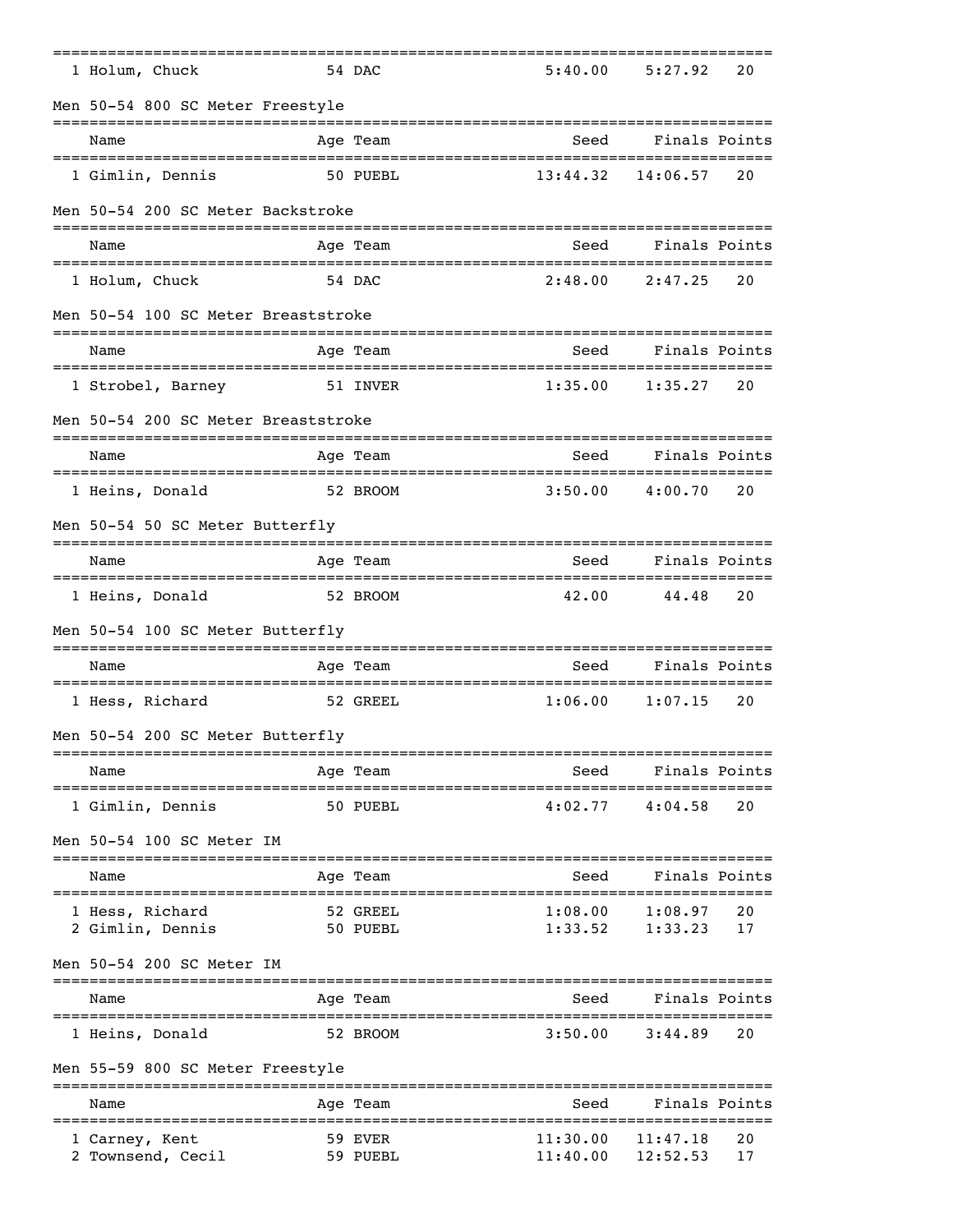| | Name | Age | Team | Seed | Finals | Points |
|---|---|---|---|---|---|---|
| 1 | Holum, Chuck | 54 | DAC | 5:40.00 | 5:27.92 | 20 |

Men 50-54 800 SC Meter Freestyle

| | Name | Age | Team | Seed | Finals | Points |
|---|---|---|---|---|---|---|
| 1 | Gimlin, Dennis | 50 | PUEBL | 13:44.32 | 14:06.57 | 20 |

Men 50-54 200 SC Meter Backstroke

| | Name | Age | Team | Seed | Finals | Points |
|---|---|---|---|---|---|---|
| 1 | Holum, Chuck | 54 | DAC | 2:48.00 | 2:47.25 | 20 |

Men 50-54 100 SC Meter Breaststroke

| | Name | Age | Team | Seed | Finals | Points |
|---|---|---|---|---|---|---|
| 1 | Strobel, Barney | 51 | INVER | 1:35.00 | 1:35.27 | 20 |

Men 50-54 200 SC Meter Breaststroke

| | Name | Age | Team | Seed | Finals | Points |
|---|---|---|---|---|---|---|
| 1 | Heins, Donald | 52 | BROOM | 3:50.00 | 4:00.70 | 20 |

Men 50-54 50 SC Meter Butterfly

| | Name | Age | Team | Seed | Finals | Points |
|---|---|---|---|---|---|---|
| 1 | Heins, Donald | 52 | BROOM | 42.00 | 44.48 | 20 |

Men 50-54 100 SC Meter Butterfly

| | Name | Age | Team | Seed | Finals | Points |
|---|---|---|---|---|---|---|
| 1 | Hess, Richard | 52 | GREEL | 1:06.00 | 1:07.15 | 20 |

Men 50-54 200 SC Meter Butterfly

| | Name | Age | Team | Seed | Finals | Points |
|---|---|---|---|---|---|---|
| 1 | Gimlin, Dennis | 50 | PUEBL | 4:02.77 | 4:04.58 | 20 |

Men 50-54 100 SC Meter IM

| | Name | Age | Team | Seed | Finals | Points |
|---|---|---|---|---|---|---|
| 1 | Hess, Richard | 52 | GREEL | 1:08.00 | 1:08.97 | 20 |
| 2 | Gimlin, Dennis | 50 | PUEBL | 1:33.52 | 1:33.23 | 17 |

Men 50-54 200 SC Meter IM

| | Name | Age | Team | Seed | Finals | Points |
|---|---|---|---|---|---|---|
| 1 | Heins, Donald | 52 | BROOM | 3:50.00 | 3:44.89 | 20 |

Men 55-59 800 SC Meter Freestyle

| | Name | Age | Team | Seed | Finals | Points |
|---|---|---|---|---|---|---|
| 1 | Carney, Kent | 59 | EVER | 11:30.00 | 11:47.18 | 20 |
| 2 | Townsend, Cecil | 59 | PUEBL | 11:40.00 | 12:52.53 | 17 |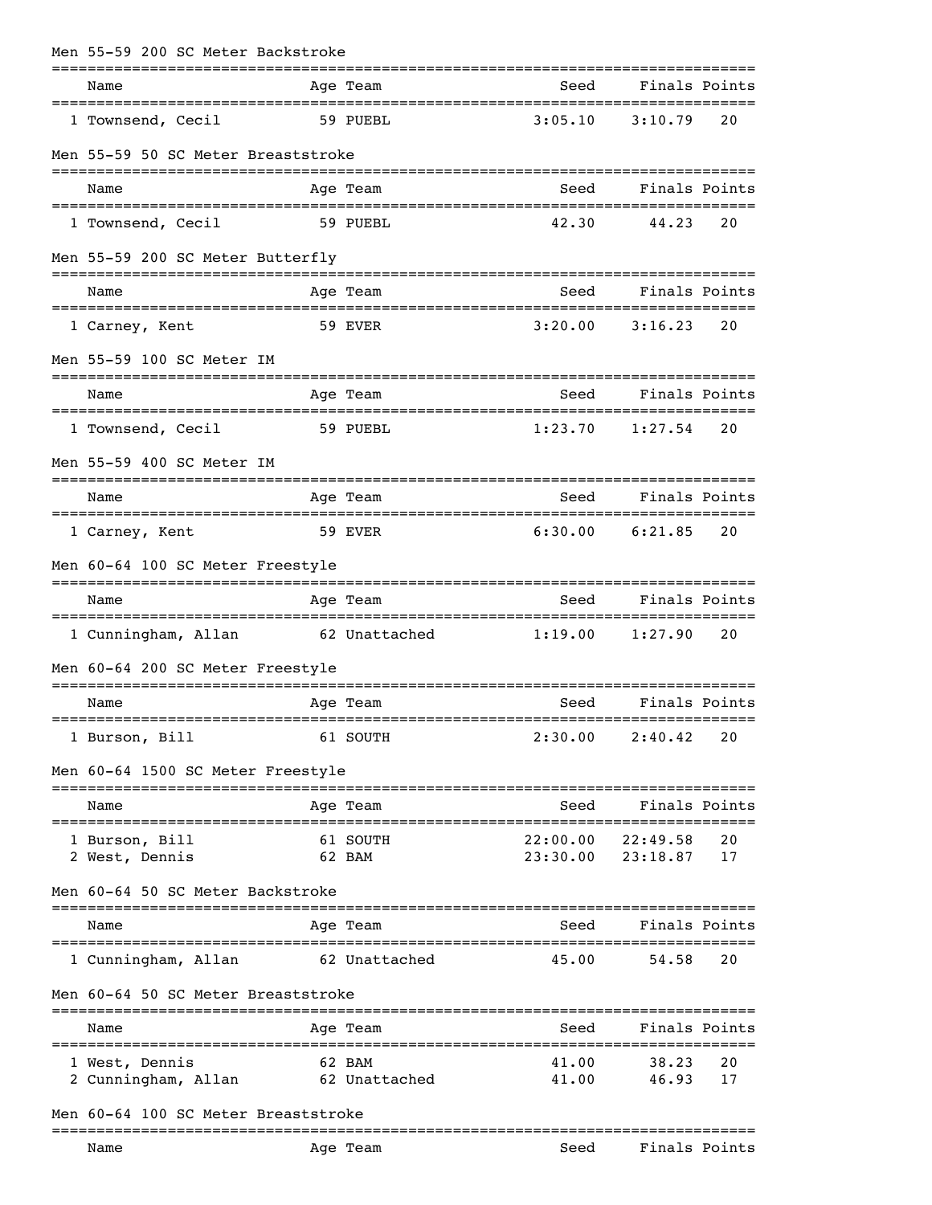### Men 55-59 200 SC Meter Backstroke

| | Name | Age | Team | Seed | Finals | Points |
|---|---|---|---|---|---|---|
| 1 | Townsend, Cecil | 59 | PUEBL | 3:05.10 | 3:10.79 | 20 |

### Men 55-59 50 SC Meter Breaststroke

| | Name | Age | Team | Seed | Finals | Points |
|---|---|---|---|---|---|---|
| 1 | Townsend, Cecil | 59 | PUEBL | 42.30 | 44.23 | 20 |

### Men 55-59 200 SC Meter Butterfly

| | Name | Age | Team | Seed | Finals | Points |
|---|---|---|---|---|---|---|
| 1 | Carney, Kent | 59 | EVER | 3:20.00 | 3:16.23 | 20 |

### Men 55-59 100 SC Meter IM

| | Name | Age | Team | Seed | Finals | Points |
|---|---|---|---|---|---|---|
| 1 | Townsend, Cecil | 59 | PUEBL | 1:23.70 | 1:27.54 | 20 |

### Men 55-59 400 SC Meter IM

| | Name | Age | Team | Seed | Finals | Points |
|---|---|---|---|---|---|---|
| 1 | Carney, Kent | 59 | EVER | 6:30.00 | 6:21.85 | 20 |

### Men 60-64 100 SC Meter Freestyle

| | Name | Age | Team | Seed | Finals | Points |
|---|---|---|---|---|---|---|
| 1 | Cunningham, Allan | 62 | Unattached | 1:19.00 | 1:27.90 | 20 |

### Men 60-64 200 SC Meter Freestyle

| | Name | Age | Team | Seed | Finals | Points |
|---|---|---|---|---|---|---|
| 1 | Burson, Bill | 61 | SOUTH | 2:30.00 | 2:40.42 | 20 |

### Men 60-64 1500 SC Meter Freestyle

| | Name | Age | Team | Seed | Finals | Points |
|---|---|---|---|---|---|---|
| 1 | Burson, Bill | 61 | SOUTH | 22:00.00 | 22:49.58 | 20 |
| 2 | West, Dennis | 62 | BAM | 23:30.00 | 23:18.87 | 17 |

### Men 60-64 50 SC Meter Backstroke

| | Name | Age | Team | Seed | Finals | Points |
|---|---|---|---|---|---|---|
| 1 | Cunningham, Allan | 62 | Unattached | 45.00 | 54.58 | 20 |

### Men 60-64 50 SC Meter Breaststroke

| | Name | Age | Team | Seed | Finals | Points |
|---|---|---|---|---|---|---|
| 1 | West, Dennis | 62 | BAM | 41.00 | 38.23 | 20 |
| 2 | Cunningham, Allan | 62 | Unattached | 41.00 | 46.93 | 17 |

### Men 60-64 100 SC Meter Breaststroke

| | Name | Age | Team | Seed | Finals | Points |
|---|---|---|---|---|---|---|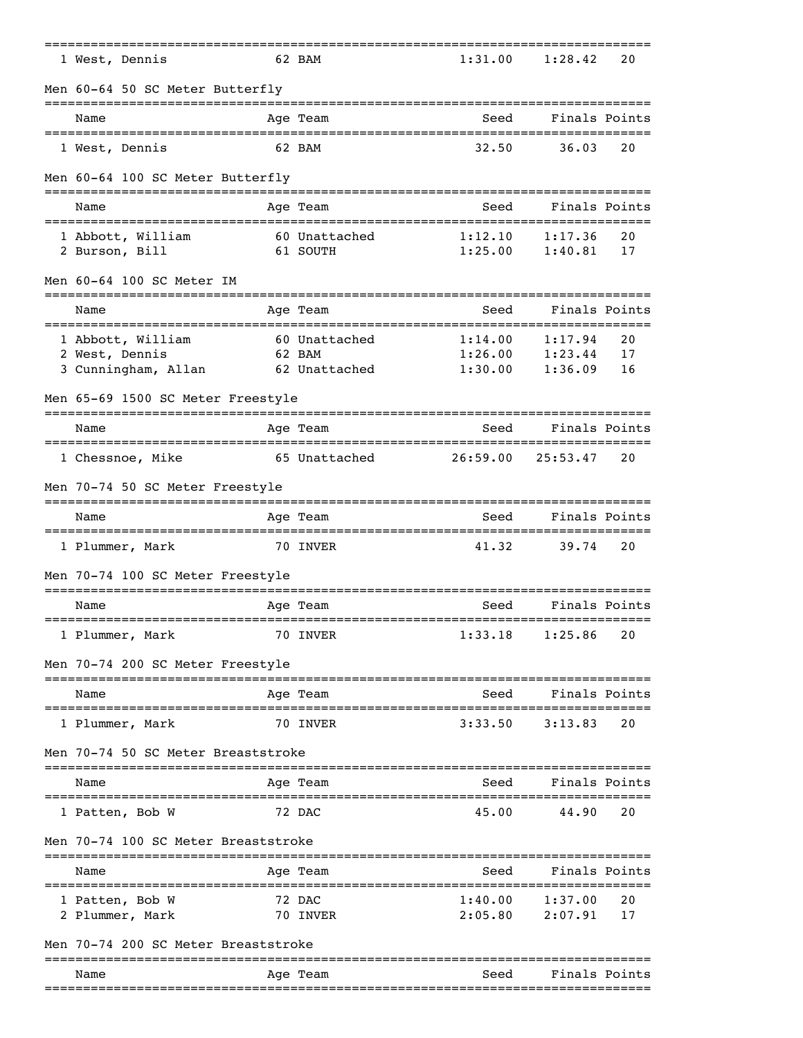| | Name | Age | Team | Seed | Finals | Points |
|---|---|---|---|---|---|---|
| 1 | West, Dennis | 62 | BAM | 1:31.00 | 1:28.42 | 20 |

Men 60-64 50 SC Meter Butterfly

| | Name | Age | Team | Seed | Finals | Points |
|---|---|---|---|---|---|---|
| 1 | West, Dennis | 62 | BAM | 32.50 | 36.03 | 20 |

Men 60-64 100 SC Meter Butterfly

| | Name | Age | Team | Seed | Finals | Points |
|---|---|---|---|---|---|---|
| 1 | Abbott, William | 60 | Unattached | 1:12.10 | 1:17.36 | 20 |
| 2 | Burson, Bill | 61 | SOUTH | 1:25.00 | 1:40.81 | 17 |

Men 60-64 100 SC Meter IM

| | Name | Age | Team | Seed | Finals | Points |
|---|---|---|---|---|---|---|
| 1 | Abbott, William | 60 | Unattached | 1:14.00 | 1:17.94 | 20 |
| 2 | West, Dennis | 62 | BAM | 1:26.00 | 1:23.44 | 17 |
| 3 | Cunningham, Allan | 62 | Unattached | 1:30.00 | 1:36.09 | 16 |

Men 65-69 1500 SC Meter Freestyle

| | Name | Age | Team | Seed | Finals | Points |
|---|---|---|---|---|---|---|
| 1 | Chessnoe, Mike | 65 | Unattached | 26:59.00 | 25:53.47 | 20 |

Men 70-74 50 SC Meter Freestyle

| | Name | Age | Team | Seed | Finals | Points |
|---|---|---|---|---|---|---|
| 1 | Plummer, Mark | 70 | INVER | 41.32 | 39.74 | 20 |

Men 70-74 100 SC Meter Freestyle

| | Name | Age | Team | Seed | Finals | Points |
|---|---|---|---|---|---|---|
| 1 | Plummer, Mark | 70 | INVER | 1:33.18 | 1:25.86 | 20 |

Men 70-74 200 SC Meter Freestyle

| | Name | Age | Team | Seed | Finals | Points |
|---|---|---|---|---|---|---|
| 1 | Plummer, Mark | 70 | INVER | 3:33.50 | 3:13.83 | 20 |

Men 70-74 50 SC Meter Breaststroke

| | Name | Age | Team | Seed | Finals | Points |
|---|---|---|---|---|---|---|
| 1 | Patten, Bob W | 72 | DAC | 45.00 | 44.90 | 20 |

Men 70-74 100 SC Meter Breaststroke

| | Name | Age | Team | Seed | Finals | Points |
|---|---|---|---|---|---|---|
| 1 | Patten, Bob W | 72 | DAC | 1:40.00 | 1:37.00 | 20 |
| 2 | Plummer, Mark | 70 | INVER | 2:05.80 | 2:07.91 | 17 |

Men 70-74 200 SC Meter Breaststroke

| | Name | Age | Team | Seed | Finals | Points |
|---|---|---|---|---|---|---|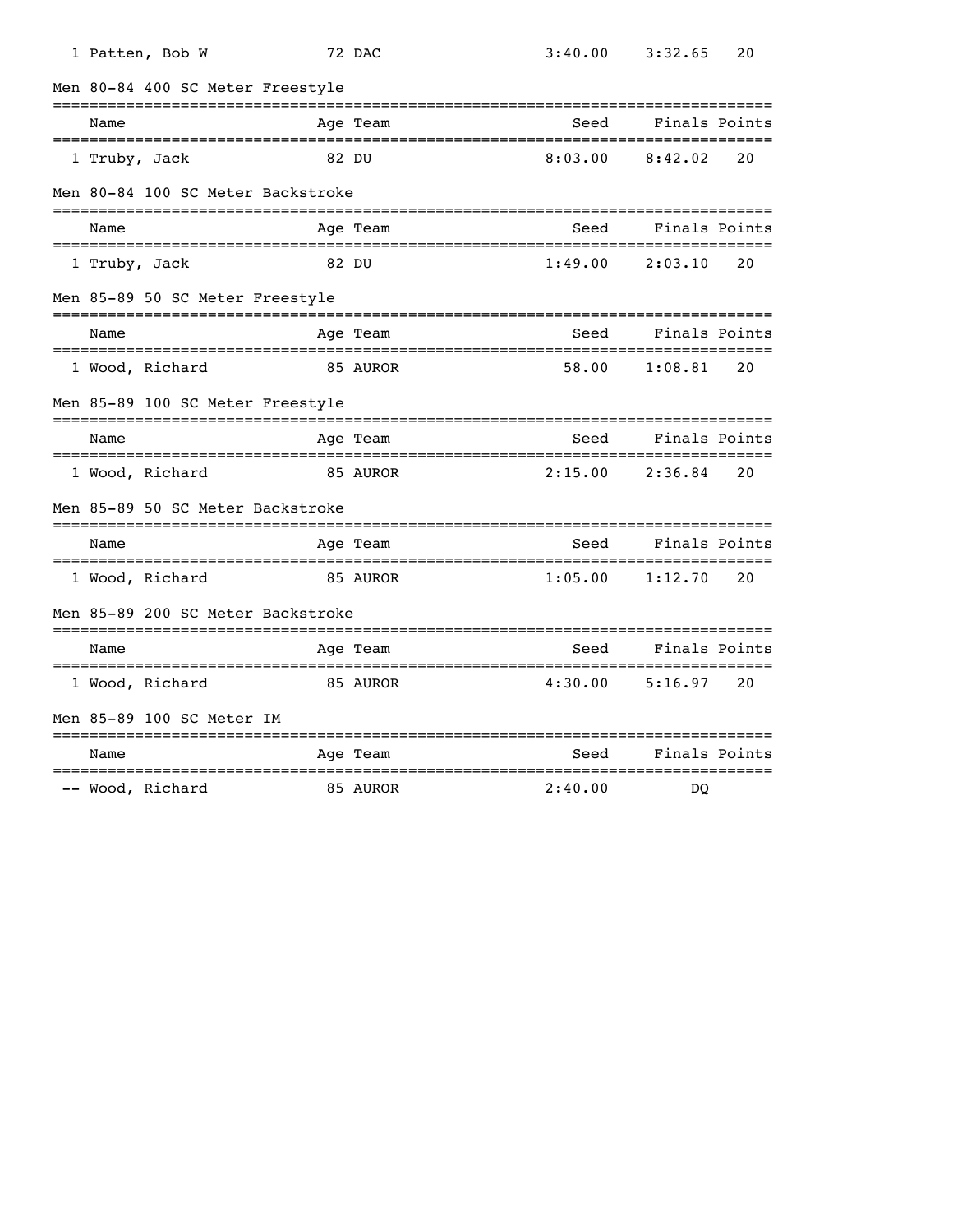| | | | | | | |
|---|---|---|---|---|---|---|
| 1 | Patten, Bob W | 72 | DAC | 3:40.00 | 3:32.65 | 20 |

### Men 80-84 400 SC Meter Freestyle

| | Name | Age | Team | Seed | Finals | Points |
|---|---|---|---|---|---|---|
| 1 | Truby, Jack | 82 | DU | 8:03.00 | 8:42.02 | 20 |

### Men 80-84 100 SC Meter Backstroke

| | Name | Age | Team | Seed | Finals | Points |
|---|---|---|---|---|---|---|
| 1 | Truby, Jack | 82 | DU | 1:49.00 | 2:03.10 | 20 |

### Men 85-89 50 SC Meter Freestyle

| | Name | Age | Team | Seed | Finals | Points |
|---|---|---|---|---|---|---|
| 1 | Wood, Richard | 85 | AUROR | 58.00 | 1:08.81 | 20 |

### Men 85-89 100 SC Meter Freestyle

| | Name | Age | Team | Seed | Finals | Points |
|---|---|---|---|---|---|---|
| 1 | Wood, Richard | 85 | AUROR | 2:15.00 | 2:36.84 | 20 |

### Men 85-89 50 SC Meter Backstroke

| | Name | Age | Team | Seed | Finals | Points |
|---|---|---|---|---|---|---|
| 1 | Wood, Richard | 85 | AUROR | 1:05.00 | 1:12.70 | 20 |

### Men 85-89 200 SC Meter Backstroke

| | Name | Age | Team | Seed | Finals | Points |
|---|---|---|---|---|---|---|
| 1 | Wood, Richard | 85 | AUROR | 4:30.00 | 5:16.97 | 20 |

### Men 85-89 100 SC Meter IM

| | Name | Age | Team | Seed | Finals | Points |
|---|---|---|---|---|---|---|
| -- | Wood, Richard | 85 | AUROR | 2:40.00 | DQ | |